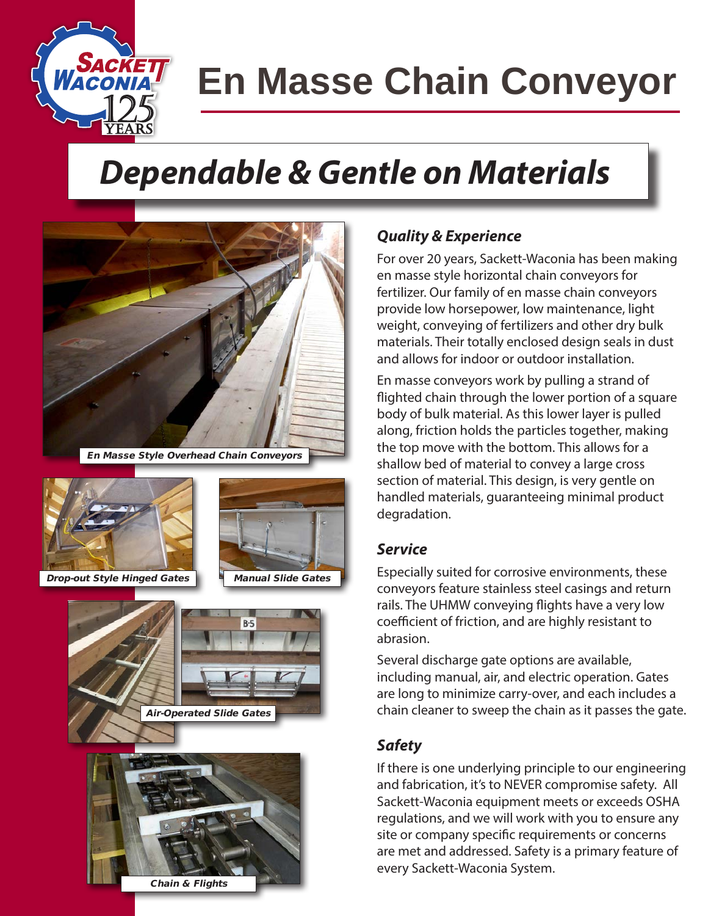# En Masse Chain Conveyor

## *Dependable & Gentle on Materials*

***En Masse Style Overhead Chain Conveyors***

***Drop-out Style Hinged Gates***

***Manual Slide Gates***

***Air-Operated Slide Gates***

***Chain & Flights***

### *Quality & Experience*

For over 20 years, Sackett-Waconia has been making en masse style horizontal chain conveyors for fertilizer. Our family of en masse chain conveyors provide low horsepower, low maintenance, light weight, conveying of fertilizers and other dry bulk materials. Their totally enclosed design seals in dust and allows for indoor or outdoor installation.

En masse conveyors work by pulling a strand of flighted chain through the lower portion of a square body of bulk material. As this lower layer is pulled along, friction holds the particles together, making the top move with the bottom. This allows for a shallow bed of material to convey a large cross section of material. This design, is very gentle on handled materials, guaranteeing minimal product degradation.

### *Service*

Especially suited for corrosive environments, these conveyors feature stainless steel casings and return rails. The UHMW conveying flights have a very low coefficient of friction, and are highly resistant to abrasion.

Several discharge gate options are available, including manual, air, and electric operation. Gates are long to minimize carry-over, and each includes a chain cleaner to sweep the chain as it passes the gate.

### *Safety*

If there is one underlying principle to our engineering and fabrication, it's to NEVER compromise safety. All Sackett-Waconia equipment meets or exceeds OSHA regulations, and we will work with you to ensure any site or company specific requirements or concerns are met and addressed. Safety is a primary feature of every Sackett-Waconia System.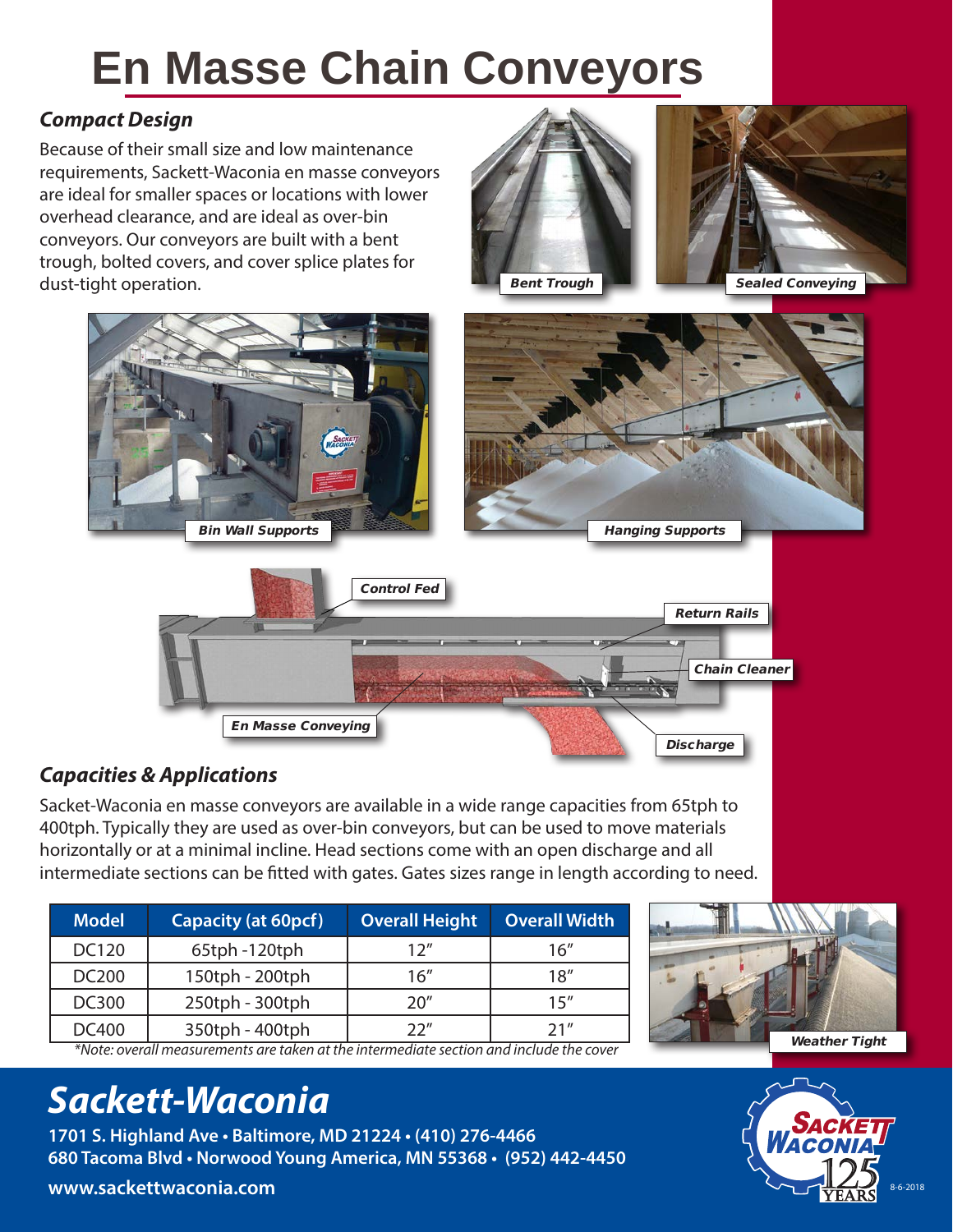# En Masse Chain Conveyors

### *Compact Design*

Because of their small size and low maintenance requirements, Sackett-Waconia en masse conveyors are ideal for smaller spaces or locations with lower overhead clearance, and are ideal as over-bin conveyors. Our conveyors are built with a bent trough, bolted covers, and cover splice plates for dust-tight operation.

*Bent Trough*

*Sealed Conveying*

*Bin Wall Supports*

*Hanging Supports*

*Control Fed*

*Return Rails*

*Chain Cleaner*

*En Masse Conveying*

*Discharge*

### *Capacities & Applications*

Sacket-Waconia en masse conveyors are available in a wide range capacities from 65tph to 400tph. Typically they are used as over-bin conveyors, but can be used to move materials horizontally or at a minimal incline. Head sections come with an open discharge and all intermediate sections can be fitted with gates. Gates sizes range in length according to need.

| Model | Capacity (at 60pcf) | Overall Height | Overall Width |
|---|---|---|---|
| DC120 | 65tph -120tph | 12″ | 16″ |
| DC200 | 150tph - 200tph | 16″ | 18″ |
| DC300 | 250tph - 300tph | 20″ | 15″ |
| DC400 | 350tph - 400tph | 22″ | 21″ |

*\*Note: overall measurements are taken at the intermediate section and include the cover*

*Weather Tight*

## *Sackett-Waconia*

**1701 S. Highland Ave • Baltimore, MD 21224 • (410) 276-4466**
**680 Tacoma Blvd • Norwood Young America, MN 55368 • (952) 442-4450**

**www.sackettwaconia.com**

8-6-2018